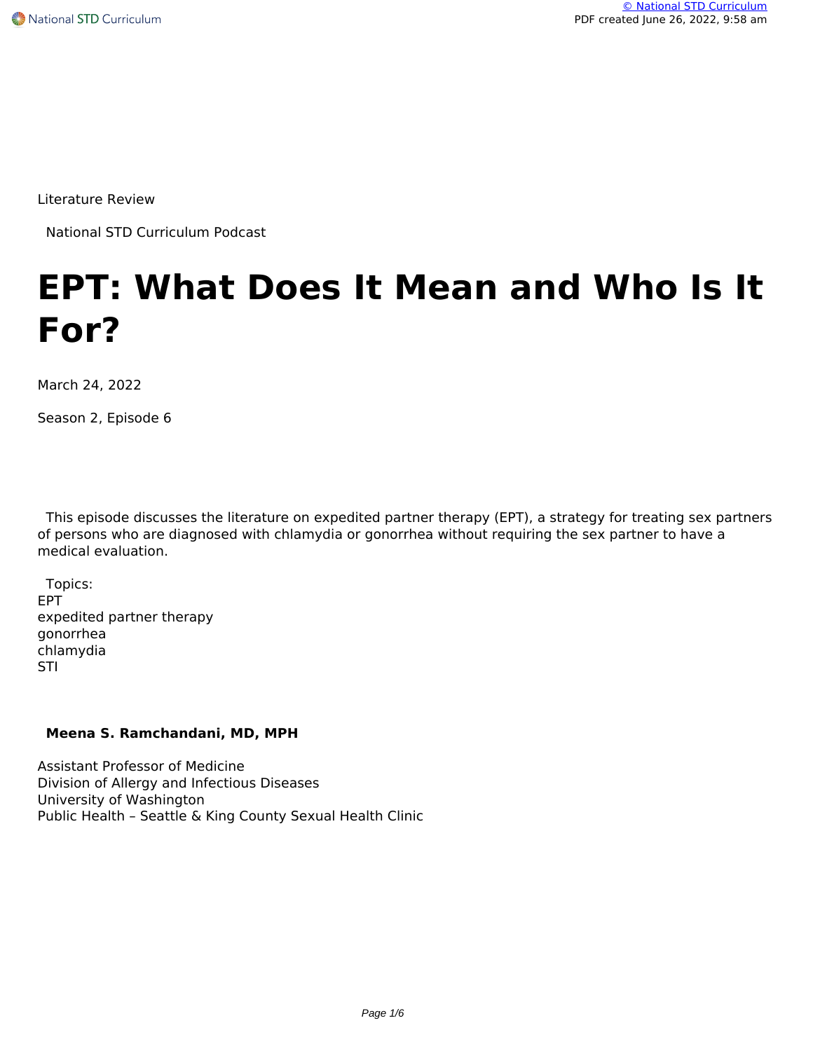Literature Review

National STD Curriculum Podcast

# EPT: What Does It Mean and Who Is It For?

March 24, 2022

Season 2, Episode 6

This episode discusses the literature on expedited partner therapy (EPT), a strategy for treating sex partners of persons who are diagnosed with chlamydia or gonorrhea without requiring the sex partner to have a medical evaluation.

Topics:
EPT
expedited partner therapy
gonorrhea
chlamydia
STI

**Meena S. Ramchandani, MD, MPH**

Assistant Professor of Medicine
Division of Allergy and Infectious Diseases
University of Washington
Public Health – Seattle & King County Sexual Health Clinic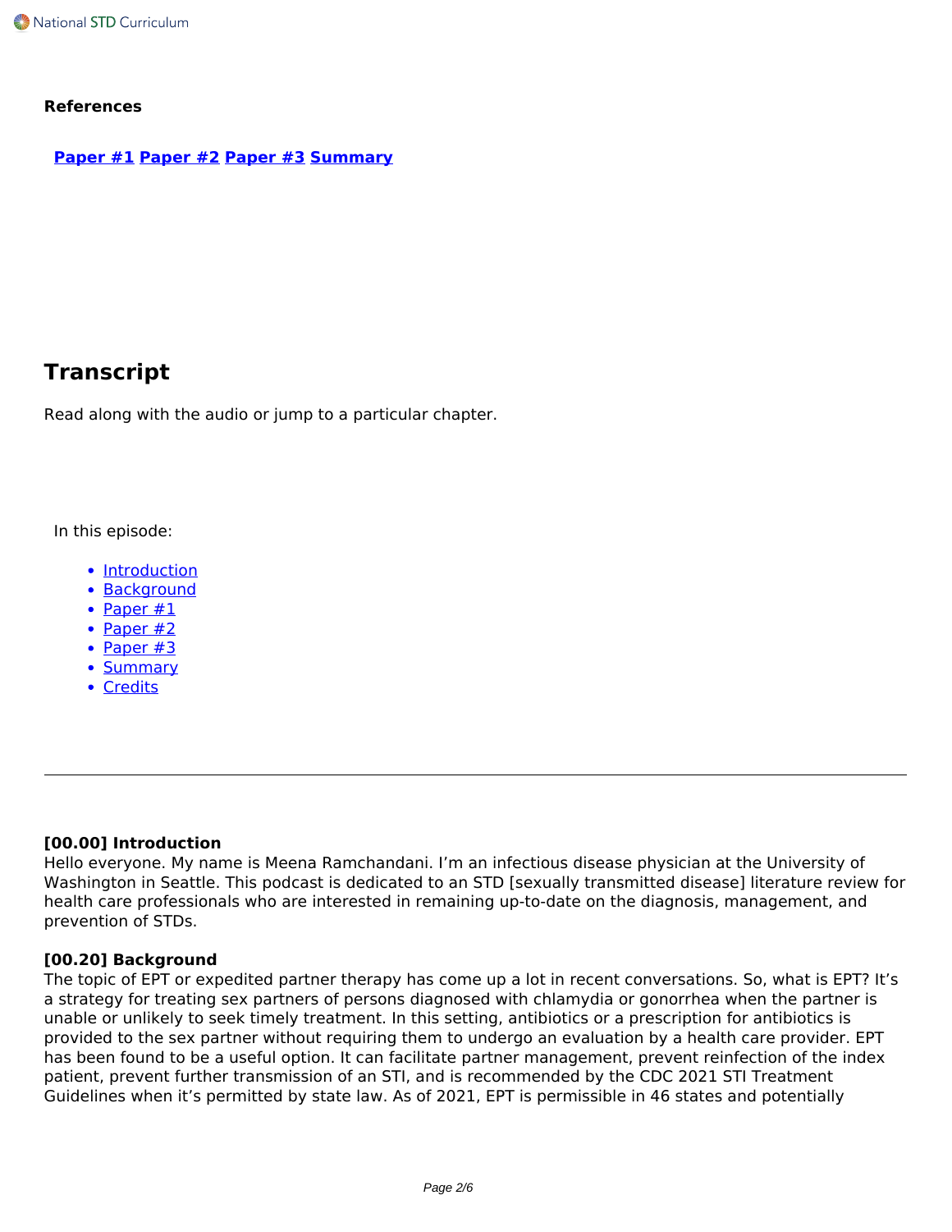**References**

**Paper #1** **Paper #2** **Paper #3** **Summary**

## Transcript

Read along with the audio or jump to a particular chapter.

In this episode:

- Introduction
- Background
- Paper #1
- Paper #2
- Paper #3
- Summary
- Credits

---

**[00.00] Introduction**
Hello everyone. My name is Meena Ramchandani. I'm an infectious disease physician at the University of Washington in Seattle. This podcast is dedicated to an STD [sexually transmitted disease] literature review for health care professionals who are interested in remaining up-to-date on the diagnosis, management, and prevention of STDs.

**[00.20] Background**
The topic of EPT or expedited partner therapy has come up a lot in recent conversations. So, what is EPT? It's a strategy for treating sex partners of persons diagnosed with chlamydia or gonorrhea when the partner is unable or unlikely to seek timely treatment. In this setting, antibiotics or a prescription for antibiotics is provided to the sex partner without requiring them to undergo an evaluation by a health care provider. EPT has been found to be a useful option. It can facilitate partner management, prevent reinfection of the index patient, prevent further transmission of an STI, and is recommended by the CDC 2021 STI Treatment Guidelines when it's permitted by state law. As of 2021, EPT is permissible in 46 states and potentially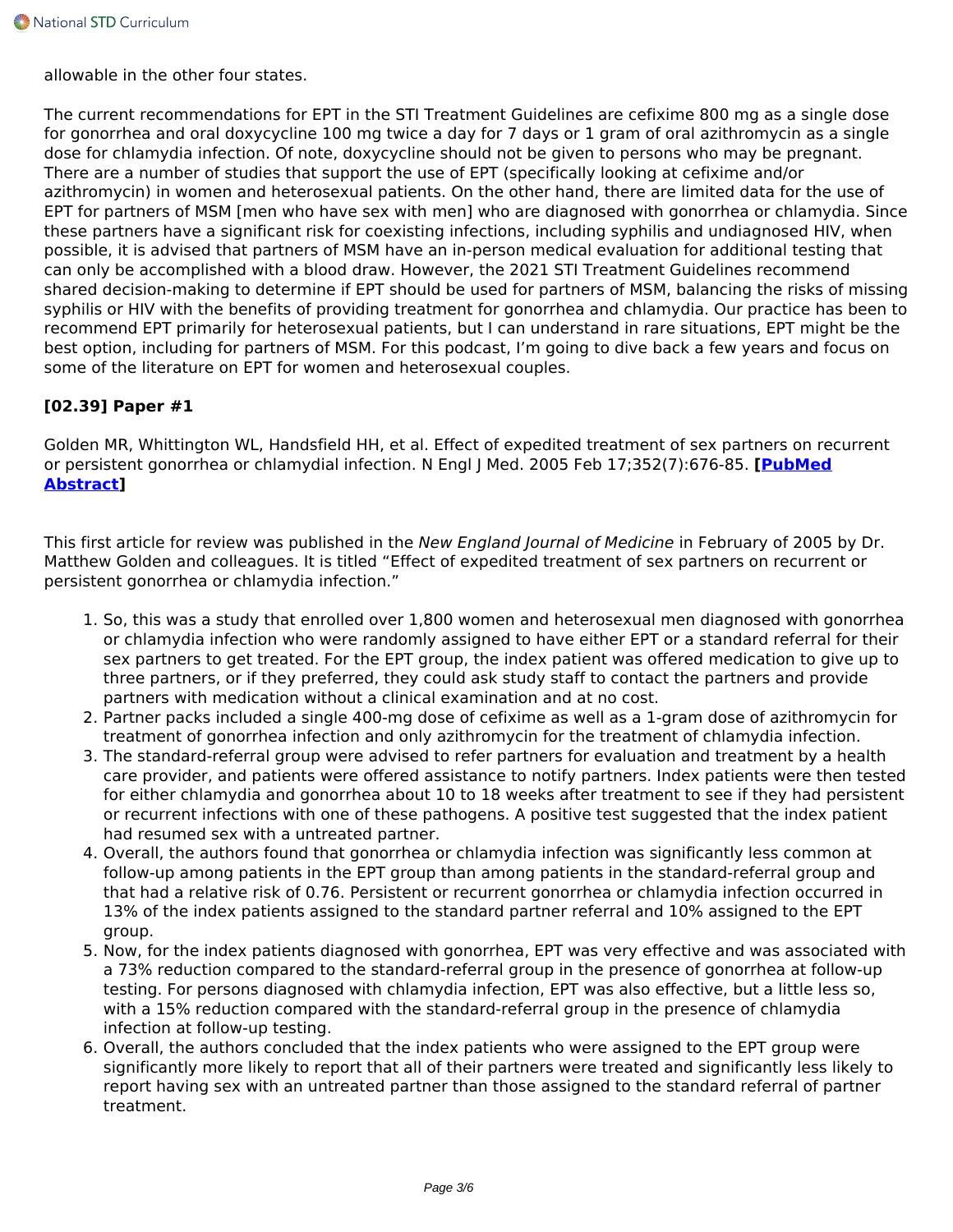allowable in the other four states.

The current recommendations for EPT in the STI Treatment Guidelines are cefixime 800 mg as a single dose for gonorrhea and oral doxycycline 100 mg twice a day for 7 days or 1 gram of oral azithromycin as a single dose for chlamydia infection. Of note, doxycycline should not be given to persons who may be pregnant. There are a number of studies that support the use of EPT (specifically looking at cefixime and/or azithromycin) in women and heterosexual patients. On the other hand, there are limited data for the use of EPT for partners of MSM [men who have sex with men] who are diagnosed with gonorrhea or chlamydia. Since these partners have a significant risk for coexisting infections, including syphilis and undiagnosed HIV, when possible, it is advised that partners of MSM have an in-person medical evaluation for additional testing that can only be accomplished with a blood draw. However, the 2021 STI Treatment Guidelines recommend shared decision-making to determine if EPT should be used for partners of MSM, balancing the risks of missing syphilis or HIV with the benefits of providing treatment for gonorrhea and chlamydia. Our practice has been to recommend EPT primarily for heterosexual patients, but I can understand in rare situations, EPT might be the best option, including for partners of MSM. For this podcast, I'm going to dive back a few years and focus on some of the literature on EPT for women and heterosexual couples.

**[02.39] Paper #1**

Golden MR, Whittington WL, Handsfield HH, et al. Effect of expedited treatment of sex partners on recurrent or persistent gonorrhea or chlamydial infection. N Engl J Med. 2005 Feb 17;352(7):676-85. **[PubMed Abstract]**

This first article for review was published in the *New England Journal of Medicine* in February of 2005 by Dr. Matthew Golden and colleagues. It is titled "Effect of expedited treatment of sex partners on recurrent or persistent gonorrhea or chlamydia infection."

1. So, this was a study that enrolled over 1,800 women and heterosexual men diagnosed with gonorrhea or chlamydia infection who were randomly assigned to have either EPT or a standard referral for their sex partners to get treated. For the EPT group, the index patient was offered medication to give up to three partners, or if they preferred, they could ask study staff to contact the partners and provide partners with medication without a clinical examination and at no cost.
2. Partner packs included a single 400-mg dose of cefixime as well as a 1-gram dose of azithromycin for treatment of gonorrhea infection and only azithromycin for the treatment of chlamydia infection.
3. The standard-referral group were advised to refer partners for evaluation and treatment by a health care provider, and patients were offered assistance to notify partners. Index patients were then tested for either chlamydia and gonorrhea about 10 to 18 weeks after treatment to see if they had persistent or recurrent infections with one of these pathogens. A positive test suggested that the index patient had resumed sex with a untreated partner.
4. Overall, the authors found that gonorrhea or chlamydia infection was significantly less common at follow-up among patients in the EPT group than among patients in the standard-referral group and that had a relative risk of 0.76. Persistent or recurrent gonorrhea or chlamydia infection occurred in 13% of the index patients assigned to the standard partner referral and 10% assigned to the EPT group.
5. Now, for the index patients diagnosed with gonorrhea, EPT was very effective and was associated with a 73% reduction compared to the standard-referral group in the presence of gonorrhea at follow-up testing. For persons diagnosed with chlamydia infection, EPT was also effective, but a little less so, with a 15% reduction compared with the standard-referral group in the presence of chlamydia infection at follow-up testing.
6. Overall, the authors concluded that the index patients who were assigned to the EPT group were significantly more likely to report that all of their partners were treated and significantly less likely to report having sex with an untreated partner than those assigned to the standard referral of partner treatment.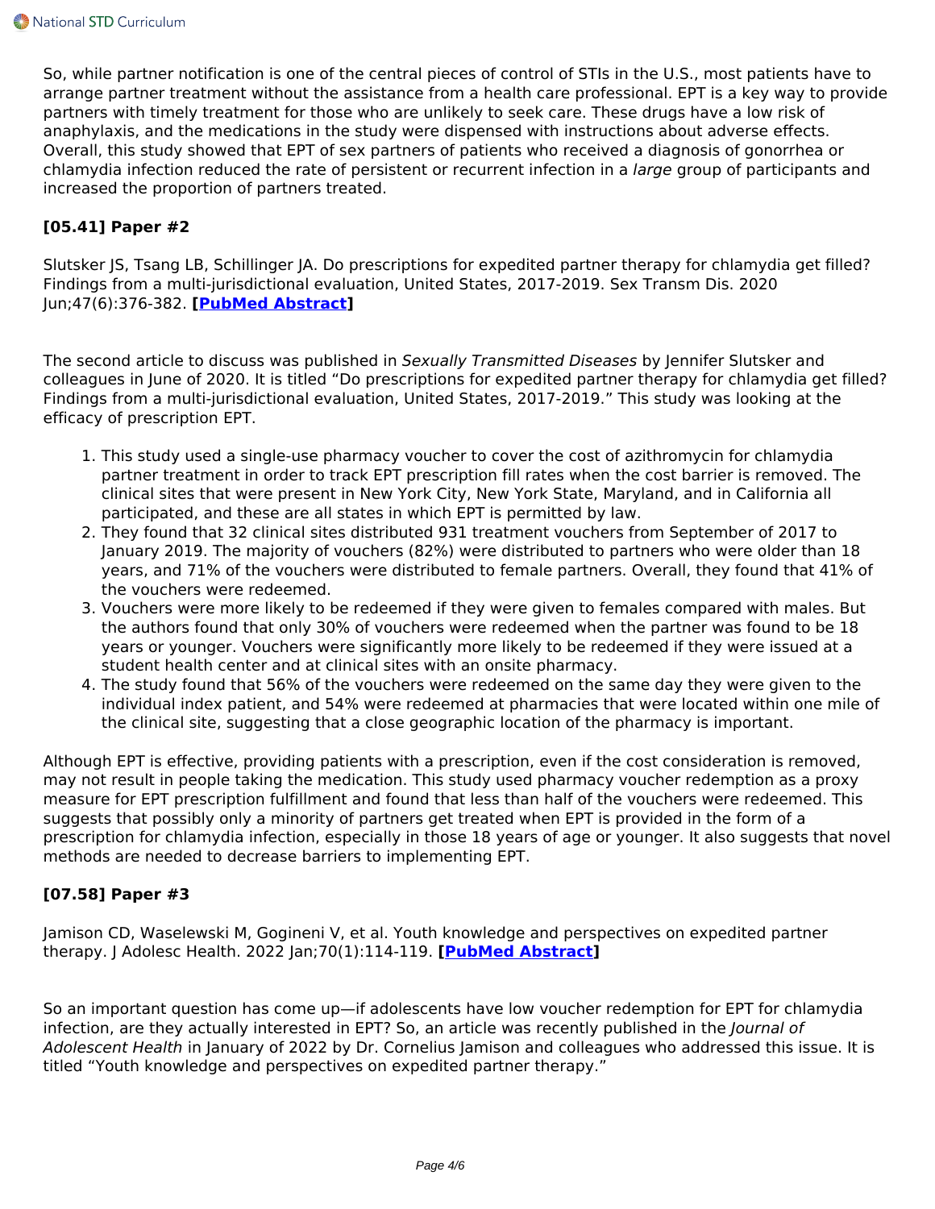So, while partner notification is one of the central pieces of control of STIs in the U.S., most patients have to arrange partner treatment without the assistance from a health care professional. EPT is a key way to provide partners with timely treatment for those who are unlikely to seek care. These drugs have a low risk of anaphylaxis, and the medications in the study were dispensed with instructions about adverse effects. Overall, this study showed that EPT of sex partners of patients who received a diagnosis of gonorrhea or chlamydia infection reduced the rate of persistent or recurrent infection in a *large* group of participants and increased the proportion of partners treated.

### [05.41] Paper #2

Slutsker JS, Tsang LB, Schillinger JA. Do prescriptions for expedited partner therapy for chlamydia get filled? Findings from a multi-jurisdictional evaluation, United States, 2017-2019. Sex Transm Dis. 2020 Jun;47(6):376-382. **[PubMed Abstract]**

The second article to discuss was published in *Sexually Transmitted Diseases* by Jennifer Slutsker and colleagues in June of 2020. It is titled "Do prescriptions for expedited partner therapy for chlamydia get filled? Findings from a multi-jurisdictional evaluation, United States, 2017-2019." This study was looking at the efficacy of prescription EPT.

1. This study used a single-use pharmacy voucher to cover the cost of azithromycin for chlamydia partner treatment in order to track EPT prescription fill rates when the cost barrier is removed. The clinical sites that were present in New York City, New York State, Maryland, and in California all participated, and these are all states in which EPT is permitted by law.
2. They found that 32 clinical sites distributed 931 treatment vouchers from September of 2017 to January 2019. The majority of vouchers (82%) were distributed to partners who were older than 18 years, and 71% of the vouchers were distributed to female partners. Overall, they found that 41% of the vouchers were redeemed.
3. Vouchers were more likely to be redeemed if they were given to females compared with males. But the authors found that only 30% of vouchers were redeemed when the partner was found to be 18 years or younger. Vouchers were significantly more likely to be redeemed if they were issued at a student health center and at clinical sites with an onsite pharmacy.
4. The study found that 56% of the vouchers were redeemed on the same day they were given to the individual index patient, and 54% were redeemed at pharmacies that were located within one mile of the clinical site, suggesting that a close geographic location of the pharmacy is important.

Although EPT is effective, providing patients with a prescription, even if the cost consideration is removed, may not result in people taking the medication. This study used pharmacy voucher redemption as a proxy measure for EPT prescription fulfillment and found that less than half of the vouchers were redeemed. This suggests that possibly only a minority of partners get treated when EPT is provided in the form of a prescription for chlamydia infection, especially in those 18 years of age or younger. It also suggests that novel methods are needed to decrease barriers to implementing EPT.

### [07.58] Paper #3

Jamison CD, Waselewski M, Gogineni V, et al. Youth knowledge and perspectives on expedited partner therapy. J Adolesc Health. 2022 Jan;70(1):114-119. **[PubMed Abstract]**

So an important question has come up—if adolescents have low voucher redemption for EPT for chlamydia infection, are they actually interested in EPT? So, an article was recently published in the *Journal of Adolescent Health* in January of 2022 by Dr. Cornelius Jamison and colleagues who addressed this issue. It is titled "Youth knowledge and perspectives on expedited partner therapy."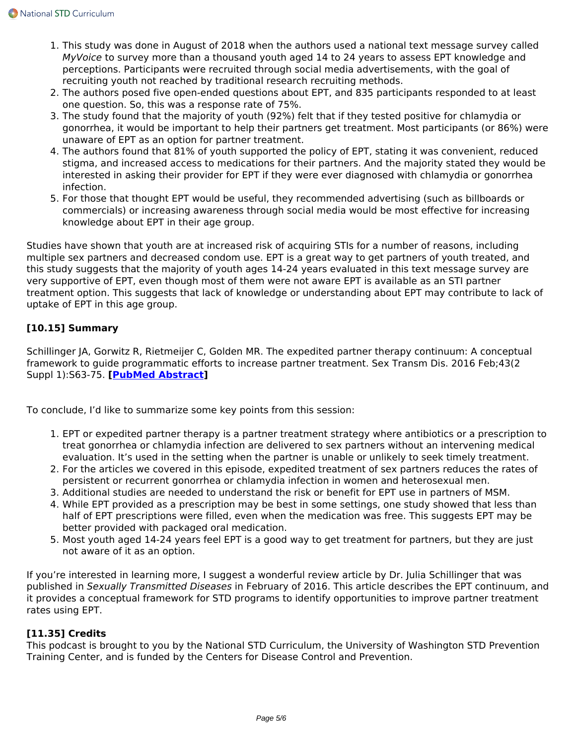1. This study was done in August of 2018 when the authors used a national text message survey called *MyVoice* to survey more than a thousand youth aged 14 to 24 years to assess EPT knowledge and perceptions. Participants were recruited through social media advertisements, with the goal of recruiting youth not reached by traditional research recruiting methods.
2. The authors posed five open-ended questions about EPT, and 835 participants responded to at least one question. So, this was a response rate of 75%.
3. The study found that the majority of youth (92%) felt that if they tested positive for chlamydia or gonorrhea, it would be important to help their partners get treatment. Most participants (or 86%) were unaware of EPT as an option for partner treatment.
4. The authors found that 81% of youth supported the policy of EPT, stating it was convenient, reduced stigma, and increased access to medications for their partners. And the majority stated they would be interested in asking their provider for EPT if they were ever diagnosed with chlamydia or gonorrhea infection.
5. For those that thought EPT would be useful, they recommended advertising (such as billboards or commercials) or increasing awareness through social media would be most effective for increasing knowledge about EPT in their age group.

Studies have shown that youth are at increased risk of acquiring STIs for a number of reasons, including multiple sex partners and decreased condom use. EPT is a great way to get partners of youth treated, and this study suggests that the majority of youth ages 14-24 years evaluated in this text message survey are very supportive of EPT, even though most of them were not aware EPT is available as an STI partner treatment option. This suggests that lack of knowledge or understanding about EPT may contribute to lack of uptake of EPT in this age group.

**[10.15] Summary**

Schillinger JA, Gorwitz R, Rietmeijer C, Golden MR. The expedited partner therapy continuum: A conceptual framework to guide programmatic efforts to increase partner treatment. Sex Transm Dis. 2016 Feb;43(2 Suppl 1):S63-75. **[PubMed Abstract]**

To conclude, I'd like to summarize some key points from this session:

1. EPT or expedited partner therapy is a partner treatment strategy where antibiotics or a prescription to treat gonorrhea or chlamydia infection are delivered to sex partners without an intervening medical evaluation. It's used in the setting when the partner is unable or unlikely to seek timely treatment.
2. For the articles we covered in this episode, expedited treatment of sex partners reduces the rates of persistent or recurrent gonorrhea or chlamydia infection in women and heterosexual men.
3. Additional studies are needed to understand the risk or benefit for EPT use in partners of MSM.
4. While EPT provided as a prescription may be best in some settings, one study showed that less than half of EPT prescriptions were filled, even when the medication was free. This suggests EPT may be better provided with packaged oral medication.
5. Most youth aged 14-24 years feel EPT is a good way to get treatment for partners, but they are just not aware of it as an option.

If you're interested in learning more, I suggest a wonderful review article by Dr. Julia Schillinger that was published in *Sexually Transmitted Diseases* in February of 2016. This article describes the EPT continuum, and it provides a conceptual framework for STD programs to identify opportunities to improve partner treatment rates using EPT.

**[11.35] Credits**

This podcast is brought to you by the National STD Curriculum, the University of Washington STD Prevention Training Center, and is funded by the Centers for Disease Control and Prevention.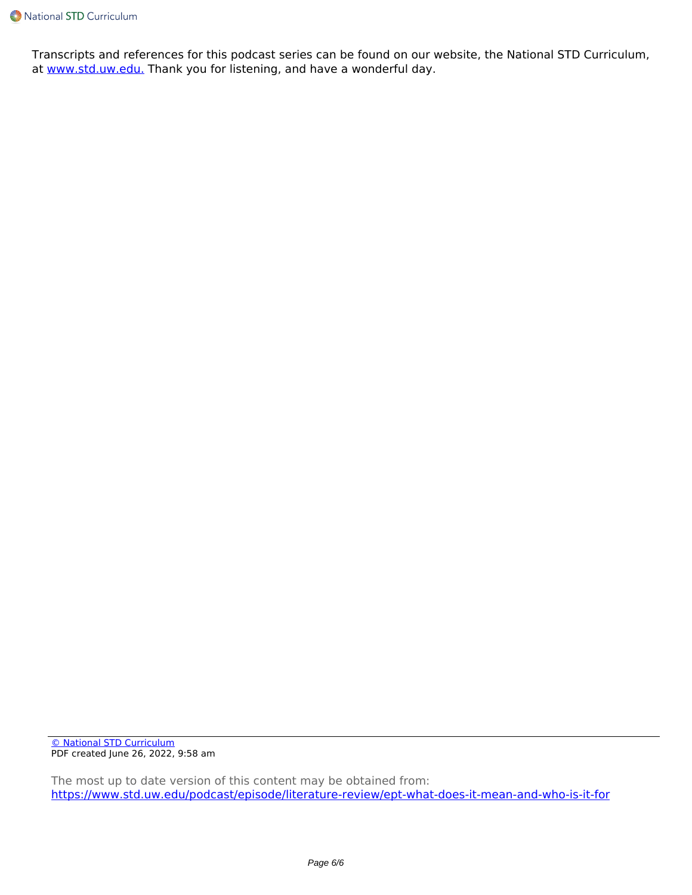Transcripts and references for this podcast series can be found on our website, the National STD Curriculum, at [www.std.uw.edu.](http://www.std.uw.edu) Thank you for listening, and have a wonderful day.

[© National STD Curriculum](https://www.std.uw.edu)
PDF created June 26, 2022, 9:58 am

The most up to date version of this content may be obtained from:
[https://www.std.uw.edu/podcast/episode/literature-review/ept-what-does-it-mean-and-who-is-it-for](https://www.std.uw.edu/podcast/episode/literature-review/ept-what-does-it-mean-and-who-is-it-for)